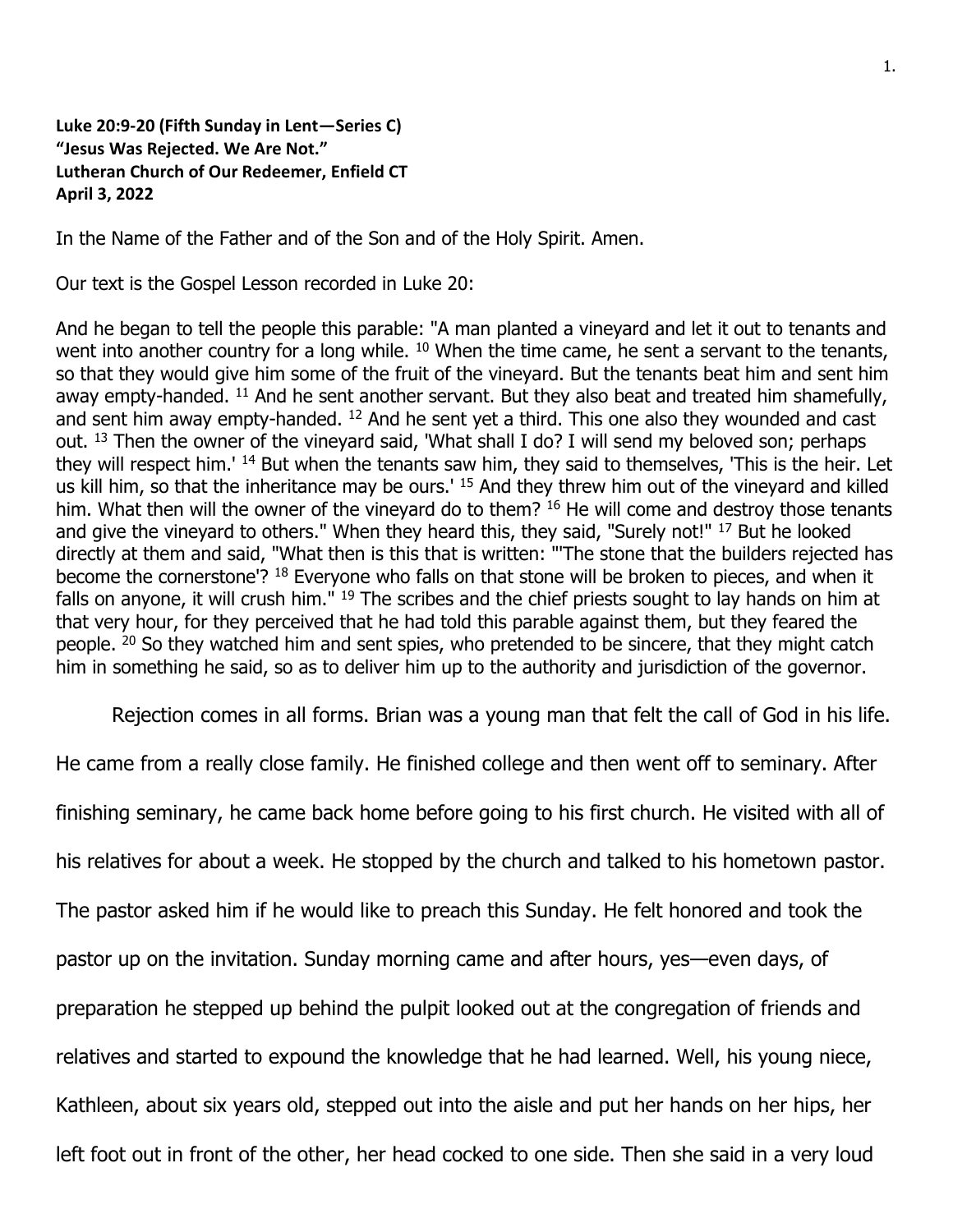**Luke 20:9-20 (Fifth Sunday in Lent—Series C)**
**"Jesus Was Rejected. We Are Not."**
**Lutheran Church of Our Redeemer, Enfield CT**
**April 3, 2022**

In the Name of the Father and of the Son and of the Holy Spirit. Amen.

Our text is the Gospel Lesson recorded in Luke 20:

And he began to tell the people this parable: "A man planted a vineyard and let it out to tenants and went into another country for a long while. [10] When the time came, he sent a servant to the tenants, so that they would give him some of the fruit of the vineyard. But the tenants beat him and sent him away empty-handed. [11] And he sent another servant. But they also beat and treated him shamefully, and sent him away empty-handed. [12] And he sent yet a third. This one also they wounded and cast out. [13] Then the owner of the vineyard said, 'What shall I do? I will send my beloved son; perhaps they will respect him.' [14] But when the tenants saw him, they said to themselves, 'This is the heir. Let us kill him, so that the inheritance may be ours.' [15] And they threw him out of the vineyard and killed him. What then will the owner of the vineyard do to them? [16] He will come and destroy those tenants and give the vineyard to others." When they heard this, they said, "Surely not!" [17] But he looked directly at them and said, "What then is this that is written: "'The stone that the builders rejected has become the cornerstone'? [18] Everyone who falls on that stone will be broken to pieces, and when it falls on anyone, it will crush him." [19] The scribes and the chief priests sought to lay hands on him at that very hour, for they perceived that he had told this parable against them, but they feared the people. [20] So they watched him and sent spies, who pretended to be sincere, that they might catch him in something he said, so as to deliver him up to the authority and jurisdiction of the governor.

Rejection comes in all forms. Brian was a young man that felt the call of God in his life. He came from a really close family. He finished college and then went off to seminary. After finishing seminary, he came back home before going to his first church. He visited with all of his relatives for about a week. He stopped by the church and talked to his hometown pastor. The pastor asked him if he would like to preach this Sunday. He felt honored and took the pastor up on the invitation. Sunday morning came and after hours, yes—even days, of preparation he stepped up behind the pulpit looked out at the congregation of friends and relatives and started to expound the knowledge that he had learned. Well, his young niece, Kathleen, about six years old, stepped out into the aisle and put her hands on her hips, her left foot out in front of the other, her head cocked to one side. Then she said in a very loud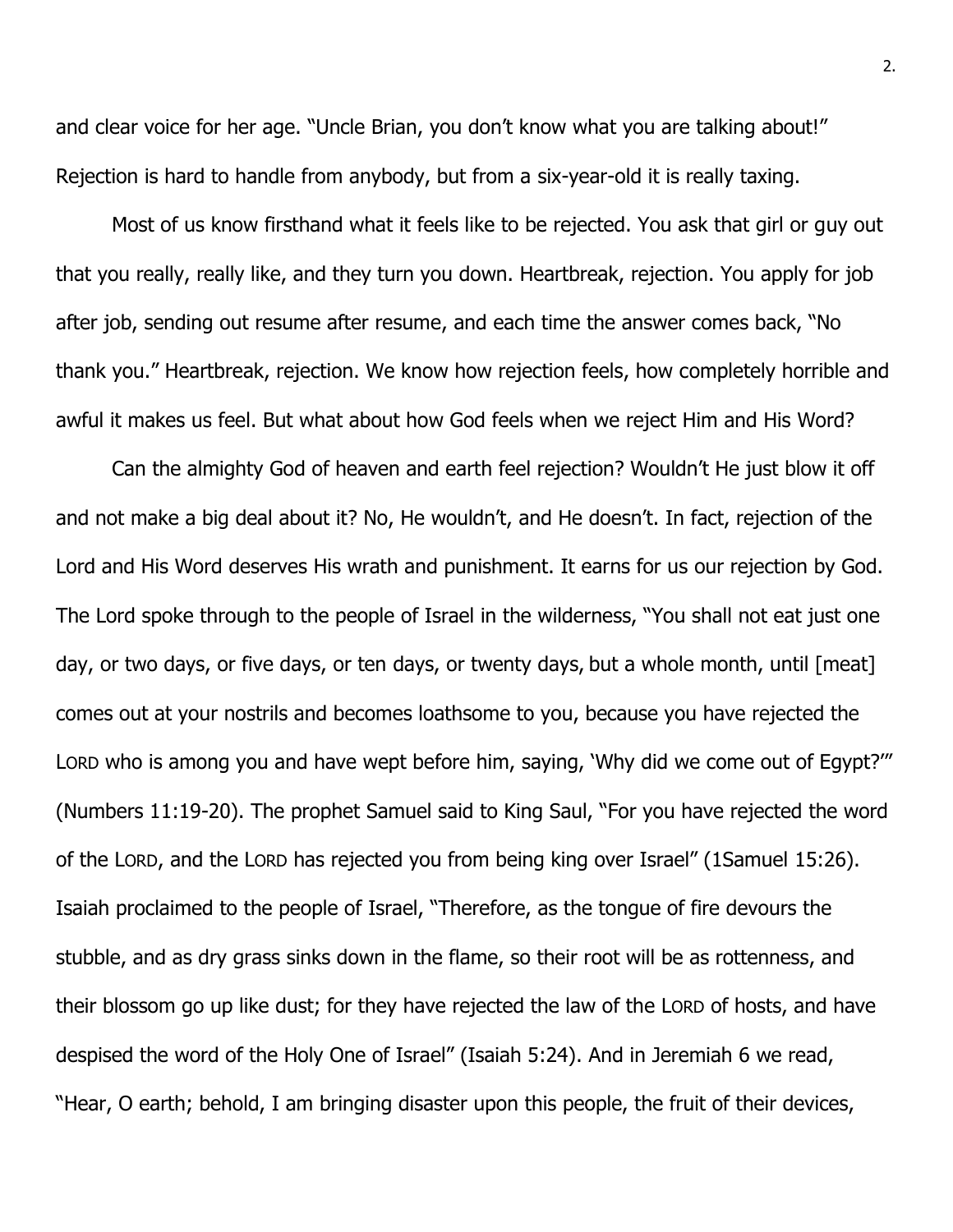and clear voice for her age. "Uncle Brian, you don't know what you are talking about!" Rejection is hard to handle from anybody, but from a six-year-old it is really taxing.

Most of us know firsthand what it feels like to be rejected. You ask that girl or guy out that you really, really like, and they turn you down. Heartbreak, rejection. You apply for job after job, sending out resume after resume, and each time the answer comes back, "No thank you." Heartbreak, rejection. We know how rejection feels, how completely horrible and awful it makes us feel. But what about how God feels when we reject Him and His Word?

Can the almighty God of heaven and earth feel rejection? Wouldn't He just blow it off and not make a big deal about it? No, He wouldn't, and He doesn't. In fact, rejection of the Lord and His Word deserves His wrath and punishment. It earns for us our rejection by God. The Lord spoke through to the people of Israel in the wilderness, "You shall not eat just one day, or two days, or five days, or ten days, or twenty days, but a whole month, until [meat] comes out at your nostrils and becomes loathsome to you, because you have rejected the LORD who is among you and have wept before him, saying, 'Why did we come out of Egypt?'" (Numbers 11:19-20). The prophet Samuel said to King Saul, "For you have rejected the word of the LORD, and the LORD has rejected you from being king over Israel" (1Samuel 15:26). Isaiah proclaimed to the people of Israel, "Therefore, as the tongue of fire devours the stubble, and as dry grass sinks down in the flame, so their root will be as rottenness, and their blossom go up like dust; for they have rejected the law of the LORD of hosts, and have despised the word of the Holy One of Israel" (Isaiah 5:24). And in Jeremiah 6 we read, "Hear, O earth; behold, I am bringing disaster upon this people, the fruit of their devices,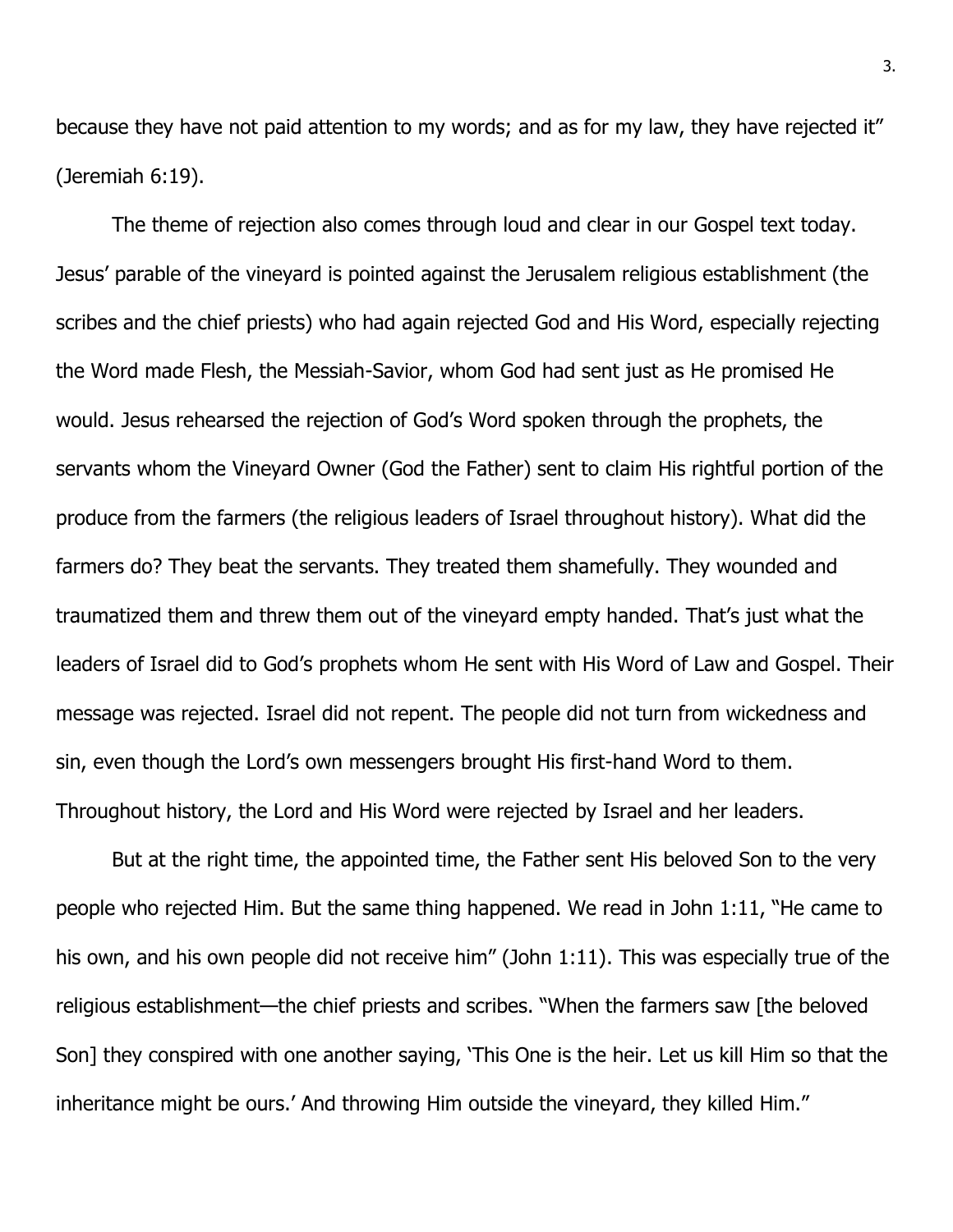because they have not paid attention to my words; and as for my law, they have rejected it" (Jeremiah 6:19).

The theme of rejection also comes through loud and clear in our Gospel text today. Jesus' parable of the vineyard is pointed against the Jerusalem religious establishment (the scribes and the chief priests) who had again rejected God and His Word, especially rejecting the Word made Flesh, the Messiah-Savior, whom God had sent just as He promised He would. Jesus rehearsed the rejection of God's Word spoken through the prophets, the servants whom the Vineyard Owner (God the Father) sent to claim His rightful portion of the produce from the farmers (the religious leaders of Israel throughout history). What did the farmers do? They beat the servants. They treated them shamefully. They wounded and traumatized them and threw them out of the vineyard empty handed. That's just what the leaders of Israel did to God's prophets whom He sent with His Word of Law and Gospel. Their message was rejected. Israel did not repent. The people did not turn from wickedness and sin, even though the Lord's own messengers brought His first-hand Word to them. Throughout history, the Lord and His Word were rejected by Israel and her leaders.

But at the right time, the appointed time, the Father sent His beloved Son to the very people who rejected Him. But the same thing happened. We read in John 1:11, "He came to his own, and his own people did not receive him" (John 1:11). This was especially true of the religious establishment—the chief priests and scribes. "When the farmers saw [the beloved Son] they conspired with one another saying, 'This One is the heir. Let us kill Him so that the inheritance might be ours.' And throwing Him outside the vineyard, they killed Him."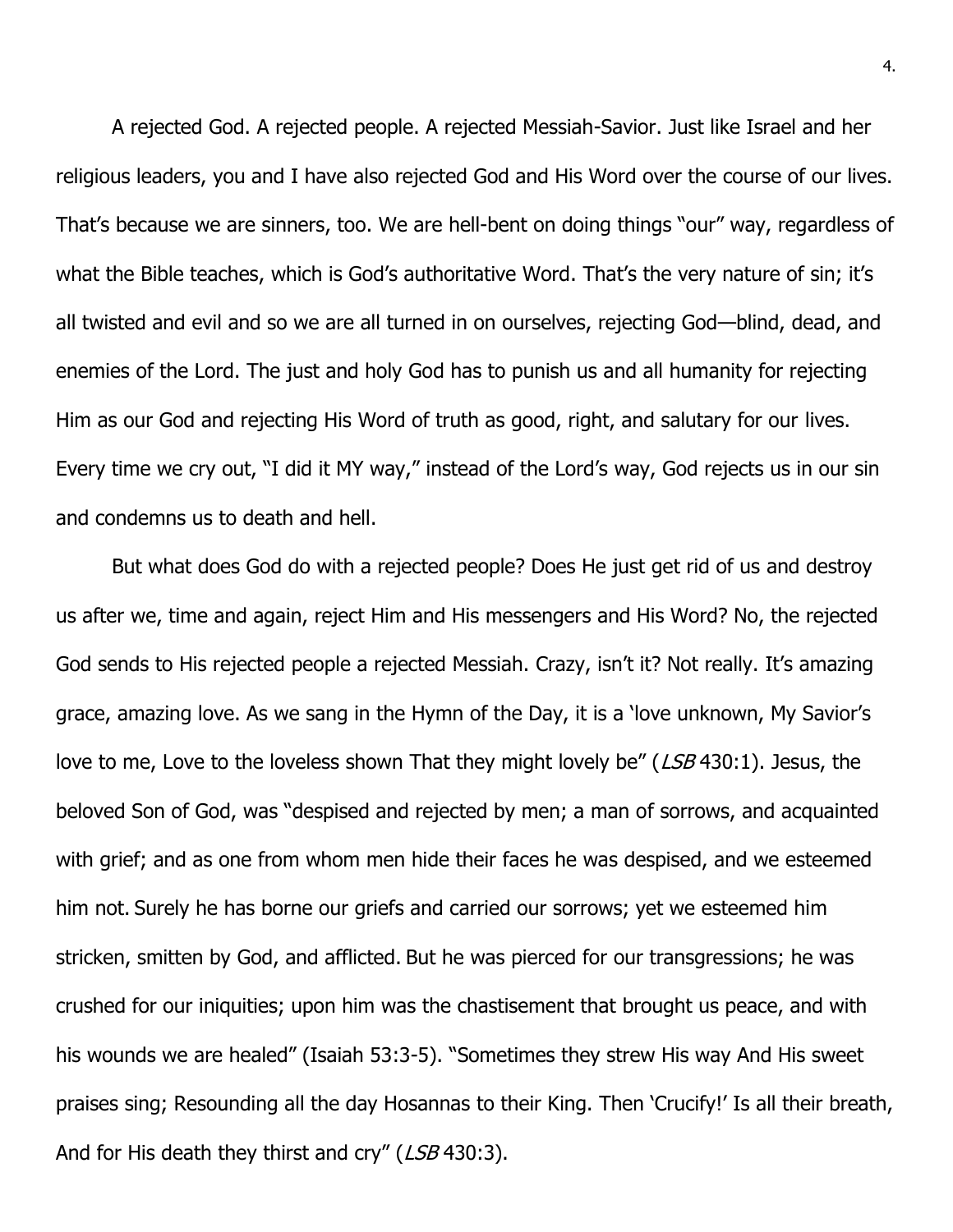A rejected God. A rejected people. A rejected Messiah-Savior. Just like Israel and her religious leaders, you and I have also rejected God and His Word over the course of our lives. That's because we are sinners, too. We are hell-bent on doing things "our" way, regardless of what the Bible teaches, which is God's authoritative Word. That's the very nature of sin; it's all twisted and evil and so we are all turned in on ourselves, rejecting God—blind, dead, and enemies of the Lord. The just and holy God has to punish us and all humanity for rejecting Him as our God and rejecting His Word of truth as good, right, and salutary for our lives. Every time we cry out, "I did it MY way," instead of the Lord's way, God rejects us in our sin and condemns us to death and hell.

But what does God do with a rejected people? Does He just get rid of us and destroy us after we, time and again, reject Him and His messengers and His Word? No, the rejected God sends to His rejected people a rejected Messiah. Crazy, isn't it? Not really. It's amazing grace, amazing love. As we sang in the Hymn of the Day, it is a 'love unknown, My Savior's love to me, Love to the loveless shown That they might lovely be" (*LSB* 430:1). Jesus, the beloved Son of God, was "despised and rejected by men; a man of sorrows, and acquainted with grief; and as one from whom men hide their faces he was despised, and we esteemed him not. Surely he has borne our griefs and carried our sorrows; yet we esteemed him stricken, smitten by God, and afflicted. But he was pierced for our transgressions; he was crushed for our iniquities; upon him was the chastisement that brought us peace, and with his wounds we are healed" (Isaiah 53:3-5). "Sometimes they strew His way And His sweet praises sing; Resounding all the day Hosannas to their King. Then 'Crucify!' Is all their breath, And for His death they thirst and cry" (*LSB* 430:3).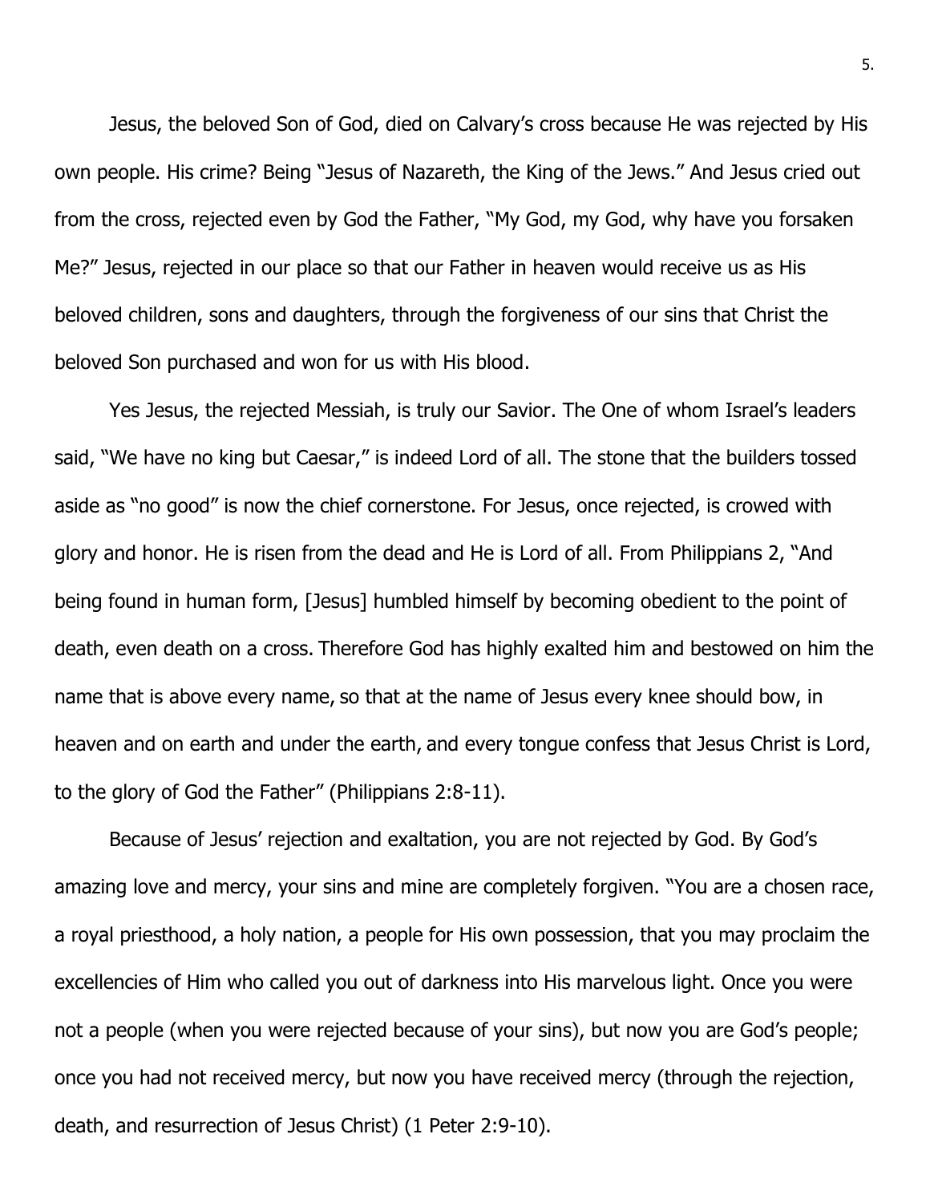Jesus, the beloved Son of God, died on Calvary's cross because He was rejected by His own people. His crime? Being "Jesus of Nazareth, the King of the Jews." And Jesus cried out from the cross, rejected even by God the Father, "My God, my God, why have you forsaken Me?" Jesus, rejected in our place so that our Father in heaven would receive us as His beloved children, sons and daughters, through the forgiveness of our sins that Christ the beloved Son purchased and won for us with His blood.

Yes Jesus, the rejected Messiah, is truly our Savior. The One of whom Israel's leaders said, "We have no king but Caesar," is indeed Lord of all. The stone that the builders tossed aside as "no good" is now the chief cornerstone. For Jesus, once rejected, is crowed with glory and honor. He is risen from the dead and He is Lord of all. From Philippians 2, "And being found in human form, [Jesus] humbled himself by becoming obedient to the point of death, even death on a cross. Therefore God has highly exalted him and bestowed on him the name that is above every name, so that at the name of Jesus every knee should bow, in heaven and on earth and under the earth, and every tongue confess that Jesus Christ is Lord, to the glory of God the Father" (Philippians 2:8-11).

Because of Jesus' rejection and exaltation, you are not rejected by God. By God's amazing love and mercy, your sins and mine are completely forgiven. "You are a chosen race, a royal priesthood, a holy nation, a people for His own possession, that you may proclaim the excellencies of Him who called you out of darkness into His marvelous light. Once you were not a people (when you were rejected because of your sins), but now you are God's people; once you had not received mercy, but now you have received mercy (through the rejection, death, and resurrection of Jesus Christ) (1 Peter 2:9-10).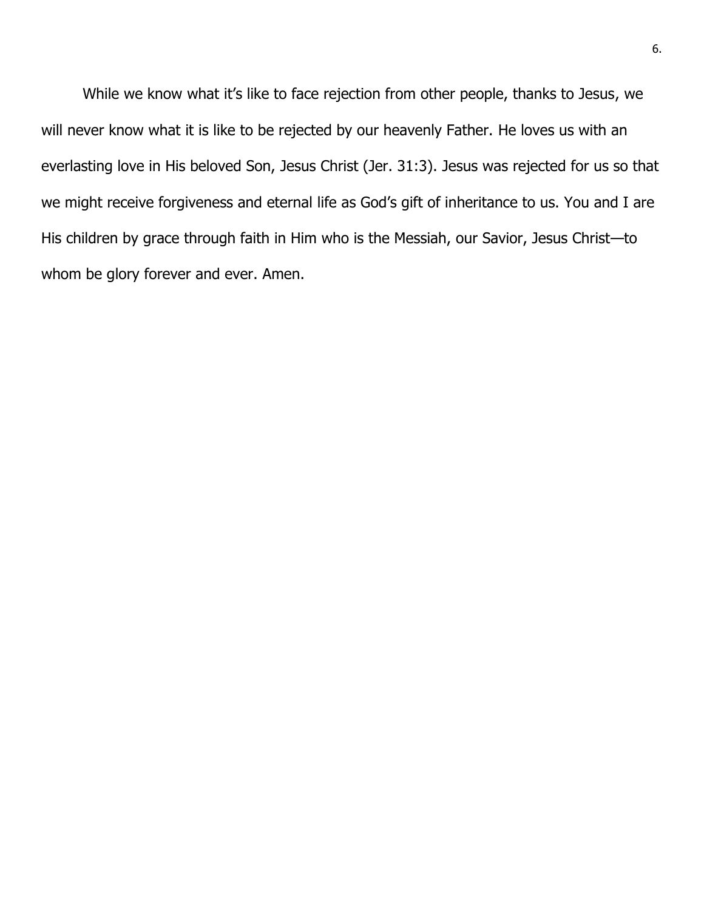While we know what it's like to face rejection from other people, thanks to Jesus, we will never know what it is like to be rejected by our heavenly Father. He loves us with an everlasting love in His beloved Son, Jesus Christ (Jer. 31:3). Jesus was rejected for us so that we might receive forgiveness and eternal life as God's gift of inheritance to us. You and I are His children by grace through faith in Him who is the Messiah, our Savior, Jesus Christ—to whom be glory forever and ever. Amen.